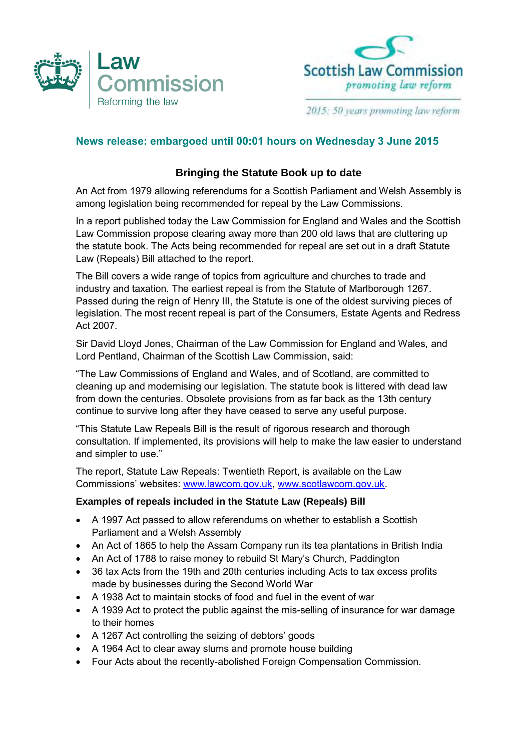Law Commission
Reforming the law

Scottish Law Commission
*promoting law reform*

*2015: 50 years promoting law reform*

**News release: embargoed until 00:01 hours on Wednesday 3 June 2015**

## Bringing the Statute Book up to date

An Act from 1979 allowing referendums for a Scottish Parliament and Welsh Assembly is among legislation being recommended for repeal by the Law Commissions.

In a report published today the Law Commission for England and Wales and the Scottish Law Commission propose clearing away more than 200 old laws that are cluttering up the statute book. The Acts being recommended for repeal are set out in a draft Statute Law (Repeals) Bill attached to the report.

The Bill covers a wide range of topics from agriculture and churches to trade and industry and taxation. The earliest repeal is from the Statute of Marlborough 1267. Passed during the reign of Henry III, the Statute is one of the oldest surviving pieces of legislation. The most recent repeal is part of the Consumers, Estate Agents and Redress Act 2007.

Sir David Lloyd Jones, Chairman of the Law Commission for England and Wales, and Lord Pentland, Chairman of the Scottish Law Commission, said:

“The Law Commissions of England and Wales, and of Scotland, are committed to cleaning up and modernising our legislation. The statute book is littered with dead law from down the centuries. Obsolete provisions from as far back as the 13th century continue to survive long after they have ceased to serve any useful purpose.

“This Statute Law Repeals Bill is the result of rigorous research and thorough consultation. If implemented, its provisions will help to make the law easier to understand and simpler to use.”

The report, Statute Law Repeals: Twentieth Report, is available on the Law Commissions’ websites: www.lawcom.gov.uk, www.scotlawcom.gov.uk.

**Examples of repeals included in the Statute Law (Repeals) Bill**

- A 1997 Act passed to allow referendums on whether to establish a Scottish Parliament and a Welsh Assembly
- An Act of 1865 to help the Assam Company run its tea plantations in British India
- An Act of 1788 to raise money to rebuild St Mary’s Church, Paddington
- 36 tax Acts from the 19th and 20th centuries including Acts to tax excess profits made by businesses during the Second World War
- A 1938 Act to maintain stocks of food and fuel in the event of war
- A 1939 Act to protect the public against the mis-selling of insurance for war damage to their homes
- A 1267 Act controlling the seizing of debtors’ goods
- A 1964 Act to clear away slums and promote house building
- Four Acts about the recently-abolished Foreign Compensation Commission.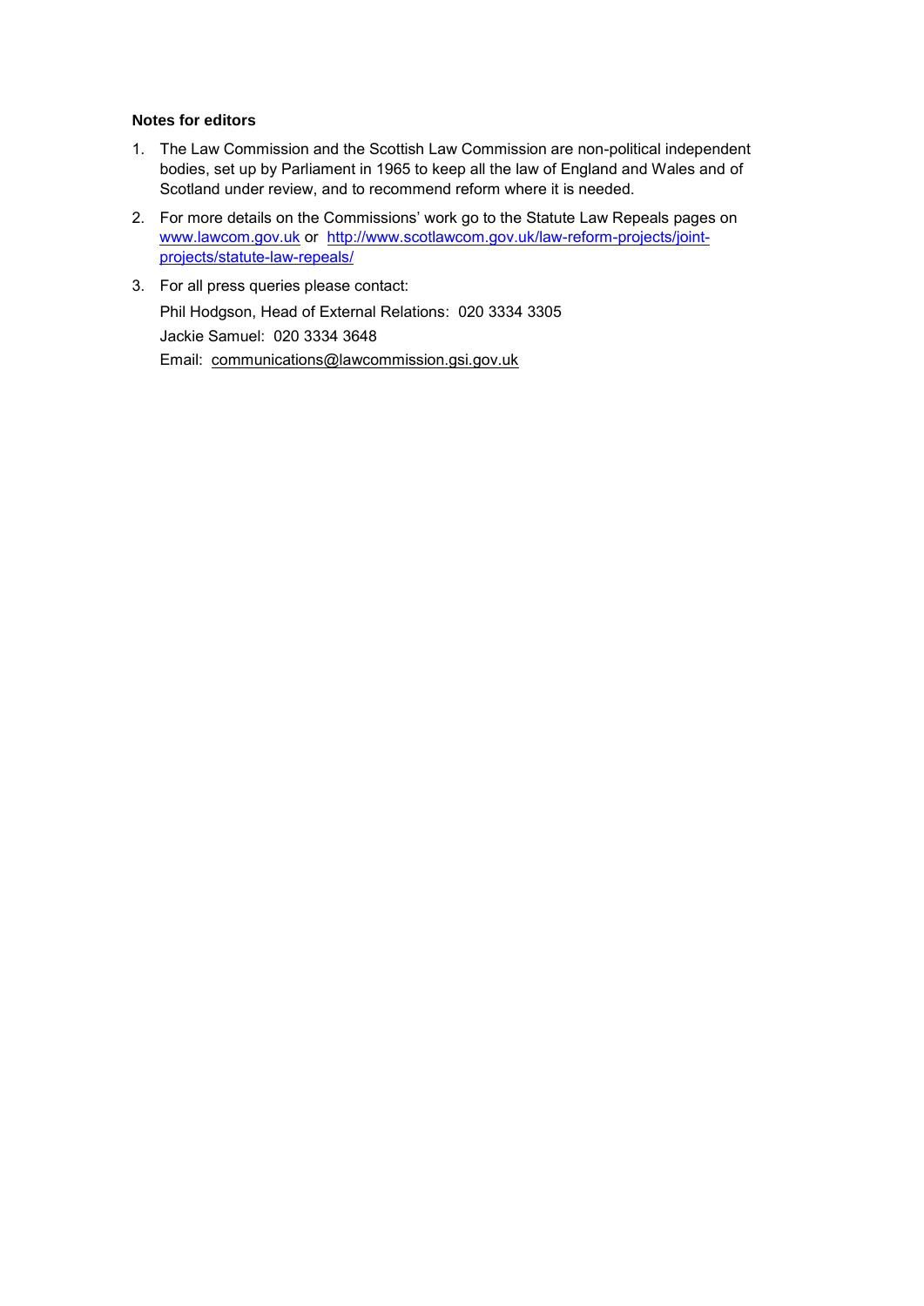**Notes for editors**

1. The Law Commission and the Scottish Law Commission are non-political independent bodies, set up by Parliament in 1965 to keep all the law of England and Wales and of Scotland under review, and to recommend reform where it is needed.
2. For more details on the Commissions' work go to the Statute Law Repeals pages on www.lawcom.gov.uk or http://www.scotlawcom.gov.uk/law-reform-projects/joint-projects/statute-law-repeals/
3. For all press queries please contact:

   Phil Hodgson, Head of External Relations: 020 3334 3305

   Jackie Samuel: 020 3334 3648

   Email: communications@lawcommission.gsi.gov.uk